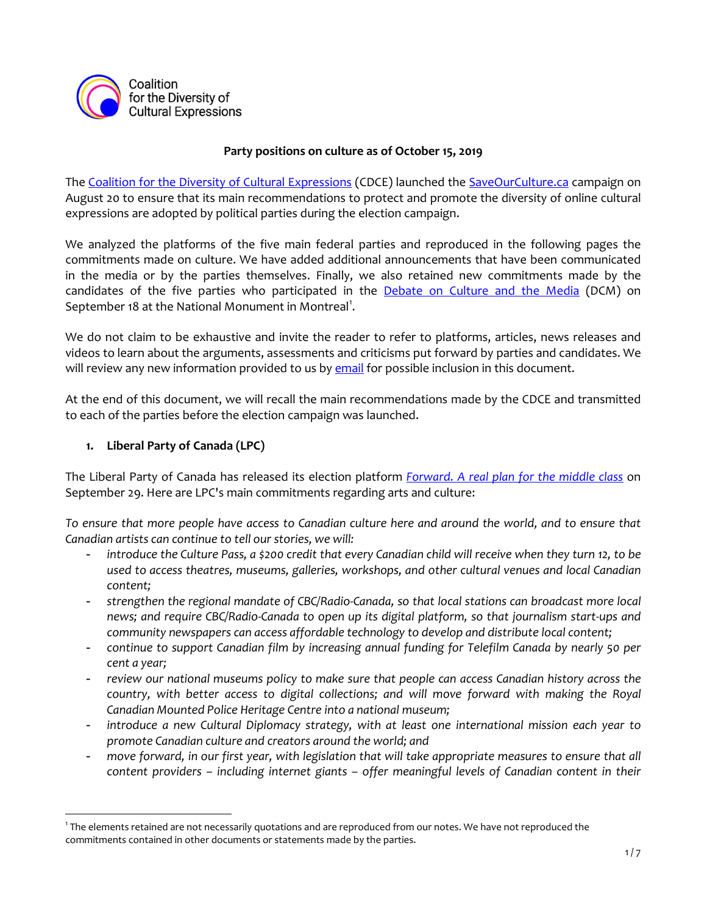Coalition for the Diversity of Cultural Expressions

**Party positions on culture as of October 15, 2019**

The Coalition for the Diversity of Cultural Expressions (CDCE) launched the SaveOurCulture.ca campaign on August 20 to ensure that its main recommendations to protect and promote the diversity of online cultural expressions are adopted by political parties during the election campaign.

We analyzed the platforms of the five main federal parties and reproduced in the following pages the commitments made on culture. We have added additional announcements that have been communicated in the media or by the parties themselves. Finally, we also retained new commitments made by the candidates of the five parties who participated in the Debate on Culture and the Media (DCM) on September 18 at the National Monument in Montreal[1].

We do not claim to be exhaustive and invite the reader to refer to platforms, articles, news releases and videos to learn about the arguments, assessments and criticisms put forward by parties and candidates. We will review any new information provided to us by email for possible inclusion in this document.

At the end of this document, we will recall the main recommendations made by the CDCE and transmitted to each of the parties before the election campaign was launched.

1. **Liberal Party of Canada (LPC)**

The Liberal Party of Canada has released its election platform *Forward. A real plan for the middle class* on September 29. Here are LPC's main commitments regarding arts and culture:

*To ensure that more people have access to Canadian culture here and around the world, and to ensure that Canadian artists can continue to tell our stories, we will:*

- *introduce the Culture Pass, a $200 credit that every Canadian child will receive when they turn 12, to be used to access theatres, museums, galleries, workshops, and other cultural venues and local Canadian content;*
- *strengthen the regional mandate of CBC/Radio-Canada, so that local stations can broadcast more local news; and require CBC/Radio-Canada to open up its digital platform, so that journalism start-ups and community newspapers can access affordable technology to develop and distribute local content;*
- *continue to support Canadian film by increasing annual funding for Telefilm Canada by nearly 50 per cent a year;*
- *review our national museums policy to make sure that people can access Canadian history across the country, with better access to digital collections; and will move forward with making the Royal Canadian Mounted Police Heritage Centre into a national museum;*
- *introduce a new Cultural Diplomacy strategy, with at least one international mission each year to promote Canadian culture and creators around the world; and*
- *move forward, in our first year, with legislation that will take appropriate measures to ensure that all content providers – including internet giants – offer meaningful levels of Canadian content in their*

[1] The elements retained are not necessarily quotations and are reproduced from our notes. We have not reproduced the commitments contained in other documents or statements made by the parties.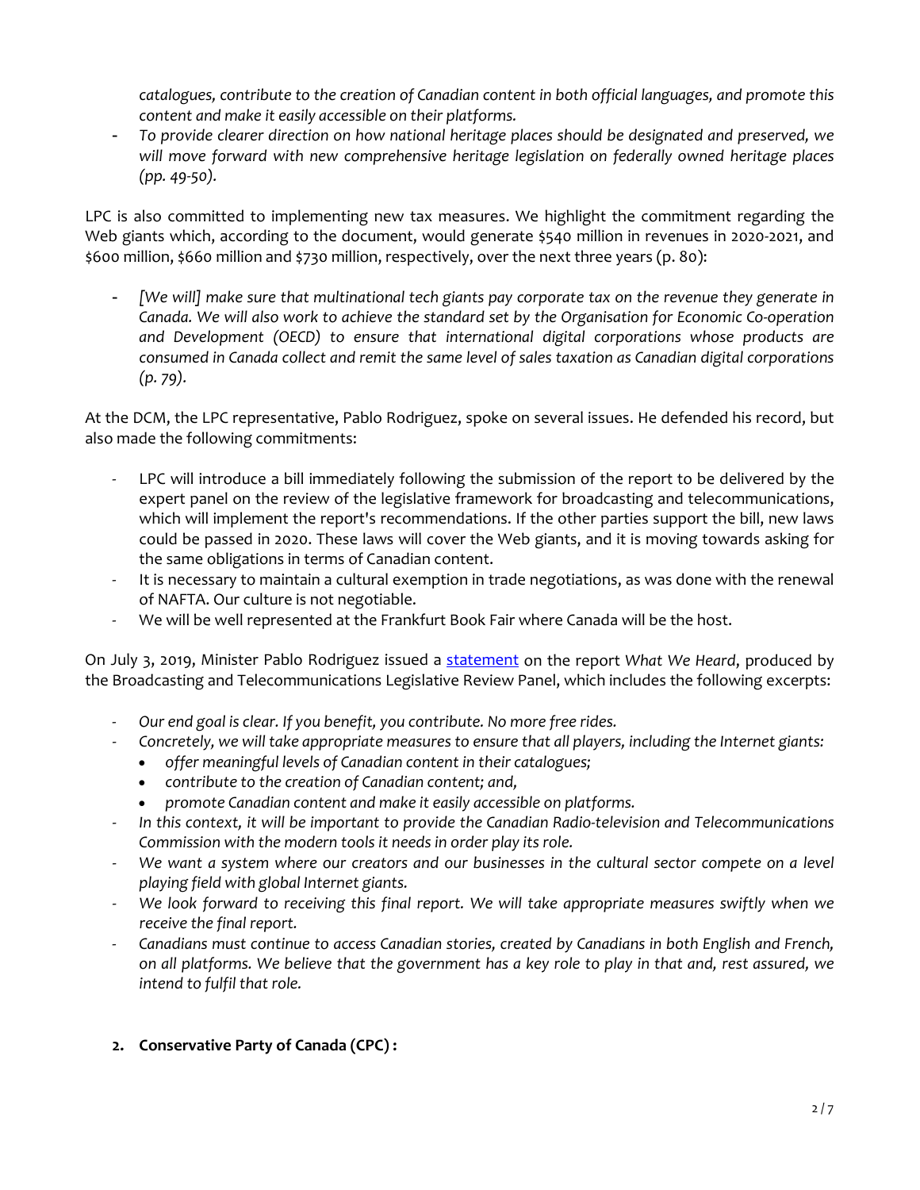*catalogues, contribute to the creation of Canadian content in both official languages, and promote this content and make it easily accessible on their platforms.*

- *To provide clearer direction on how national heritage places should be designated and preserved, we will move forward with new comprehensive heritage legislation on federally owned heritage places (pp. 49-50).*

LPC is also committed to implementing new tax measures. We highlight the commitment regarding the Web giants which, according to the document, would generate $540 million in revenues in 2020-2021, and $600 million, $660 million and $730 million, respectively, over the next three years (p. 80):

- *[We will] make sure that multinational tech giants pay corporate tax on the revenue they generate in Canada. We will also work to achieve the standard set by the Organisation for Economic Co-operation and Development (OECD) to ensure that international digital corporations whose products are consumed in Canada collect and remit the same level of sales taxation as Canadian digital corporations (p. 79).*

At the DCM, the LPC representative, Pablo Rodriguez, spoke on several issues. He defended his record, but also made the following commitments:

- LPC will introduce a bill immediately following the submission of the report to be delivered by the expert panel on the review of the legislative framework for broadcasting and telecommunications, which will implement the report's recommendations. If the other parties support the bill, new laws could be passed in 2020. These laws will cover the Web giants, and it is moving towards asking for the same obligations in terms of Canadian content.
- It is necessary to maintain a cultural exemption in trade negotiations, as was done with the renewal of NAFTA. Our culture is not negotiable.
- We will be well represented at the Frankfurt Book Fair where Canada will be the host.

On July 3, 2019, Minister Pablo Rodriguez issued a statement on the report *What We Heard*, produced by the Broadcasting and Telecommunications Legislative Review Panel, which includes the following excerpts:

- *Our end goal is clear. If you benefit, you contribute. No more free rides.*
- *Concretely, we will take appropriate measures to ensure that all players, including the Internet giants:*
  - *offer meaningful levels of Canadian content in their catalogues;*
  - *contribute to the creation of Canadian content; and,*
  - *promote Canadian content and make it easily accessible on platforms.*
- *In this context, it will be important to provide the Canadian Radio-television and Telecommunications Commission with the modern tools it needs in order play its role.*
- *We want a system where our creators and our businesses in the cultural sector compete on a level playing field with global Internet giants.*
- *We look forward to receiving this final report. We will take appropriate measures swiftly when we receive the final report.*
- *Canadians must continue to access Canadian stories, created by Canadians in both English and French, on all platforms. We believe that the government has a key role to play in that and, rest assured, we intend to fulfil that role.*

**2. Conservative Party of Canada (CPC) :**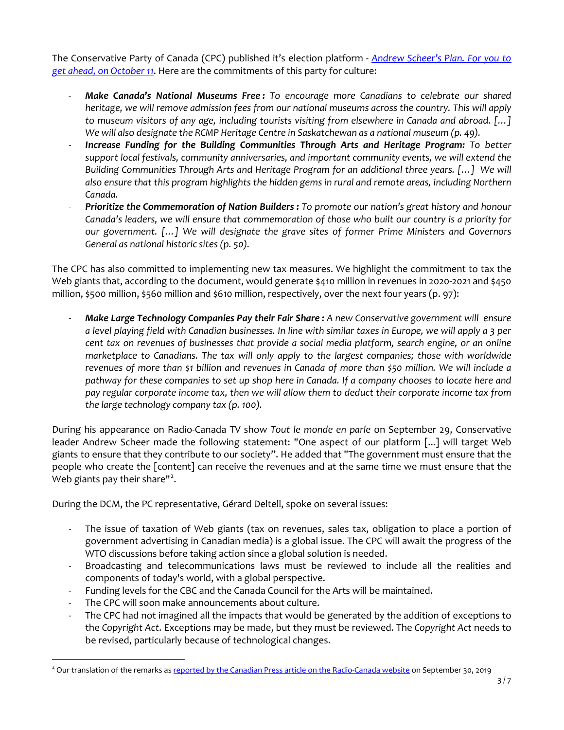The Conservative Party of Canada (CPC) published it's election platform - [*Andrew Scheer's Plan. For you to get ahead, on October 11*](). Here are the commitments of this party for culture:

- ***Make Canada's National Museums Free :*** *To encourage more Canadians to celebrate our shared heritage, we will remove admission fees from our national museums across the country. This will apply to museum visitors of any age, including tourists visiting from elsewhere in Canada and abroad. […] We will also designate the RCMP Heritage Centre in Saskatchewan as a national museum (p. 49).*
- ***Increase Funding for the Building Communities Through Arts and Heritage Program:*** *To better support local festivals, community anniversaries, and important community events, we will extend the Building Communities Through Arts and Heritage Program for an additional three years. […] We will also ensure that this program highlights the hidden gems in rural and remote areas, including Northern Canada.*
- ***Prioritize the Commemoration of Nation Builders :*** *To promote our nation's great history and honour Canada's leaders, we will ensure that commemoration of those who built our country is a priority for our government. […] We will designate the grave sites of former Prime Ministers and Governors General as national historic sites (p. 50).*

The CPC has also committed to implementing new tax measures. We highlight the commitment to tax the Web giants that, according to the document, would generate $410 million in revenues in 2020-2021 and $450 million, $500 million, $560 million and $610 million, respectively, over the next four years (p. 97):

- ***Make Large Technology Companies Pay their Fair Share :*** *A new Conservative government will ensure a level playing field with Canadian businesses. In line with similar taxes in Europe, we will apply a 3 per cent tax on revenues of businesses that provide a social media platform, search engine, or an online marketplace to Canadians. The tax will only apply to the largest companies; those with worldwide revenues of more than $1 billion and revenues in Canada of more than $50 million. We will include a pathway for these companies to set up shop here in Canada. If a company chooses to locate here and pay regular corporate income tax, then we will allow them to deduct their corporate income tax from the large technology company tax (p. 100).*

During his appearance on Radio-Canada TV show *Tout le monde en parle* on September 29, Conservative leader Andrew Scheer made the following statement: "One aspect of our platform [...] will target Web giants to ensure that they contribute to our society". He added that "The government must ensure that the people who create the [content] can receive the revenues and at the same time we must ensure that the Web giants pay their share"[2].

During the DCM, the PC representative, Gérard Deltell, spoke on several issues:

- The issue of taxation of Web giants (tax on revenues, sales tax, obligation to place a portion of government advertising in Canadian media) is a global issue. The CPC will await the progress of the WTO discussions before taking action since a global solution is needed.
- Broadcasting and telecommunications laws must be reviewed to include all the realities and components of today's world, with a global perspective.
- Funding levels for the CBC and the Canada Council for the Arts will be maintained.
- The CPC will soon make announcements about culture.
- The CPC had not imagined all the impacts that would be generated by the addition of exceptions to the *Copyright Act*. Exceptions may be made, but they must be reviewed. The *Copyright Act* needs to be revised, particularly because of technological changes.

[2] Our translation of the remarks as [reported by the Canadian Press article on the Radio-Canada website]() on September 30, 2019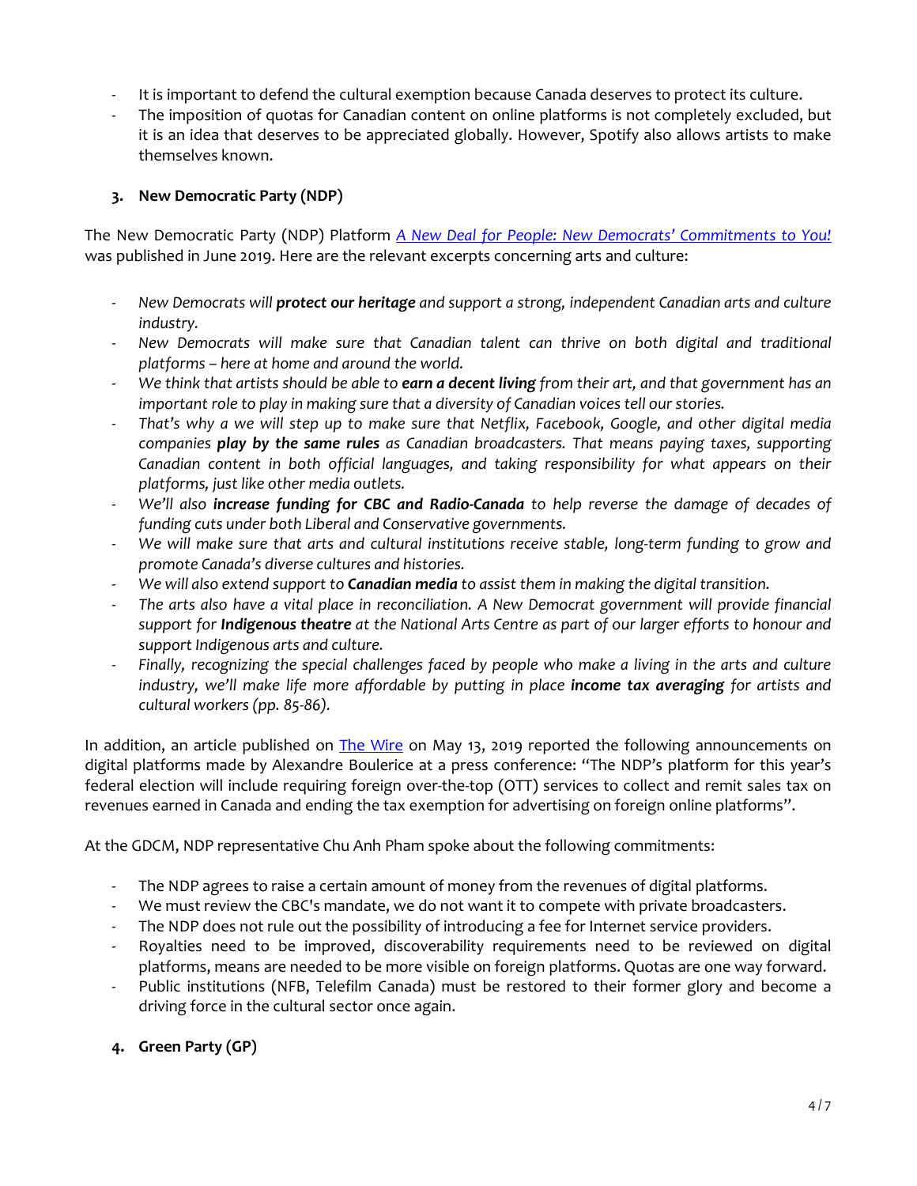- It is important to defend the cultural exemption because Canada deserves to protect its culture.
- The imposition of quotas for Canadian content on online platforms is not completely excluded, but it is an idea that deserves to be appreciated globally. However, Spotify also allows artists to make themselves known.

### 3. New Democratic Party (NDP)

The New Democratic Party (NDP) Platform *A New Deal for People: New Democrats' Commitments to You!* was published in June 2019. Here are the relevant excerpts concerning arts and culture:

- *New Democrats will **protect our heritage** and support a strong, independent Canadian arts and culture industry.*
- *New Democrats will make sure that Canadian talent can thrive on both digital and traditional platforms – here at home and around the world.*
- *We think that artists should be able to **earn a decent living** from their art, and that government has an important role to play in making sure that a diversity of Canadian voices tell our stories.*
- *That's why a we will step up to make sure that Netflix, Facebook, Google, and other digital media companies **play by the same rules** as Canadian broadcasters. That means paying taxes, supporting Canadian content in both official languages, and taking responsibility for what appears on their platforms, just like other media outlets.*
- *We'll also **increase funding for CBC and Radio-Canada** to help reverse the damage of decades of funding cuts under both Liberal and Conservative governments.*
- *We will make sure that arts and cultural institutions receive stable, long-term funding to grow and promote Canada's diverse cultures and histories.*
- *We will also extend support to **Canadian media** to assist them in making the digital transition.*
- *The arts also have a vital place in reconciliation. A New Democrat government will provide financial support for **Indigenous theatre** at the National Arts Centre as part of our larger efforts to honour and support Indigenous arts and culture.*
- *Finally, recognizing the special challenges faced by people who make a living in the arts and culture industry, we'll make life more affordable by putting in place **income tax averaging** for artists and cultural workers (pp. 85-86).*

In addition, an article published on The Wire on May 13, 2019 reported the following announcements on digital platforms made by Alexandre Boulerice at a press conference: "The NDP's platform for this year's federal election will include requiring foreign over-the-top (OTT) services to collect and remit sales tax on revenues earned in Canada and ending the tax exemption for advertising on foreign online platforms".

At the GDCM, NDP representative Chu Anh Pham spoke about the following commitments:

- The NDP agrees to raise a certain amount of money from the revenues of digital platforms.
- We must review the CBC's mandate, we do not want it to compete with private broadcasters.
- The NDP does not rule out the possibility of introducing a fee for Internet service providers.
- Royalties need to be improved, discoverability requirements need to be reviewed on digital platforms, means are needed to be more visible on foreign platforms. Quotas are one way forward.
- Public institutions (NFB, Telefilm Canada) must be restored to their former glory and become a driving force in the cultural sector once again.

### 4. Green Party (GP)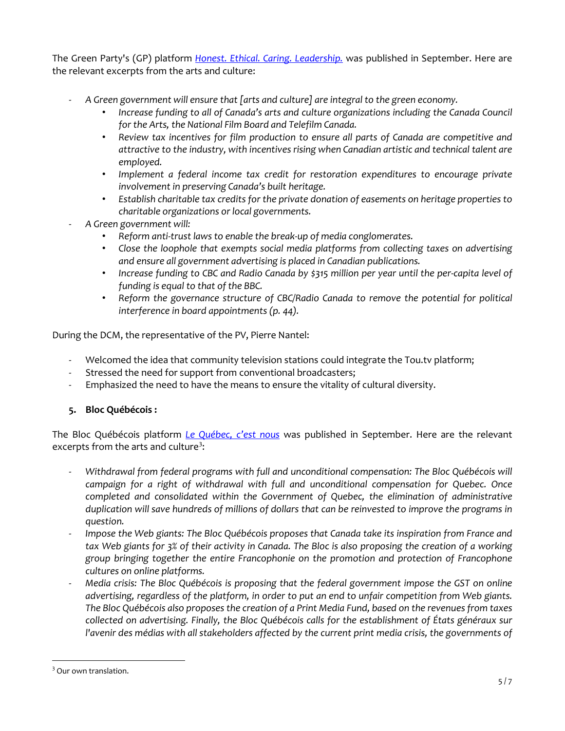The Green Party's (GP) platform [*Honest. Ethical. Caring. Leadership.*]() was published in September. Here are the relevant excerpts from the arts and culture:

- *A Green government will ensure that [arts and culture] are integral to the green economy.*
    - *Increase funding to all of Canada's arts and culture organizations including the Canada Council for the Arts, the National Film Board and Telefilm Canada.*
    - *Review tax incentives for film production to ensure all parts of Canada are competitive and attractive to the industry, with incentives rising when Canadian artistic and technical talent are employed.*
    - *Implement a federal income tax credit for restoration expenditures to encourage private involvement in preserving Canada's built heritage.*
    - *Establish charitable tax credits for the private donation of easements on heritage properties to charitable organizations or local governments.*
- *A Green government will:*
    - *Reform anti-trust laws to enable the break-up of media conglomerates.*
    - *Close the loophole that exempts social media platforms from collecting taxes on advertising and ensure all government advertising is placed in Canadian publications.*
    - *Increase funding to CBC and Radio Canada by $315 million per year until the per-capita level of funding is equal to that of the BBC.*
    - *Reform the governance structure of CBC/Radio Canada to remove the potential for political interference in board appointments (p. 44).*

During the DCM, the representative of the PV, Pierre Nantel:

- Welcomed the idea that community television stations could integrate the Tou.tv platform;
- Stressed the need for support from conventional broadcasters;
- Emphasized the need to have the means to ensure the vitality of cultural diversity.

### 5. Bloc Québécois :

The Bloc Québécois platform [*Le Québec, c'est nous*]() was published in September. Here are the relevant excerpts from the arts and culture[3]:

- *Withdrawal from federal programs with full and unconditional compensation: The Bloc Québécois will campaign for a right of withdrawal with full and unconditional compensation for Quebec. Once completed and consolidated within the Government of Quebec, the elimination of administrative duplication will save hundreds of millions of dollars that can be reinvested to improve the programs in question.*
- *Impose the Web giants: The Bloc Québécois proposes that Canada take its inspiration from France and tax Web giants for 3% of their activity in Canada. The Bloc is also proposing the creation of a working group bringing together the entire Francophonie on the promotion and protection of Francophone cultures on online platforms.*
- *Media crisis: The Bloc Québécois is proposing that the federal government impose the GST on online advertising, regardless of the platform, in order to put an end to unfair competition from Web giants. The Bloc Québécois also proposes the creation of a Print Media Fund, based on the revenues from taxes collected on advertising. Finally, the Bloc Québécois calls for the establishment of États généraux sur l'avenir des médias with all stakeholders affected by the current print media crisis, the governments of*

[3] Our own translation.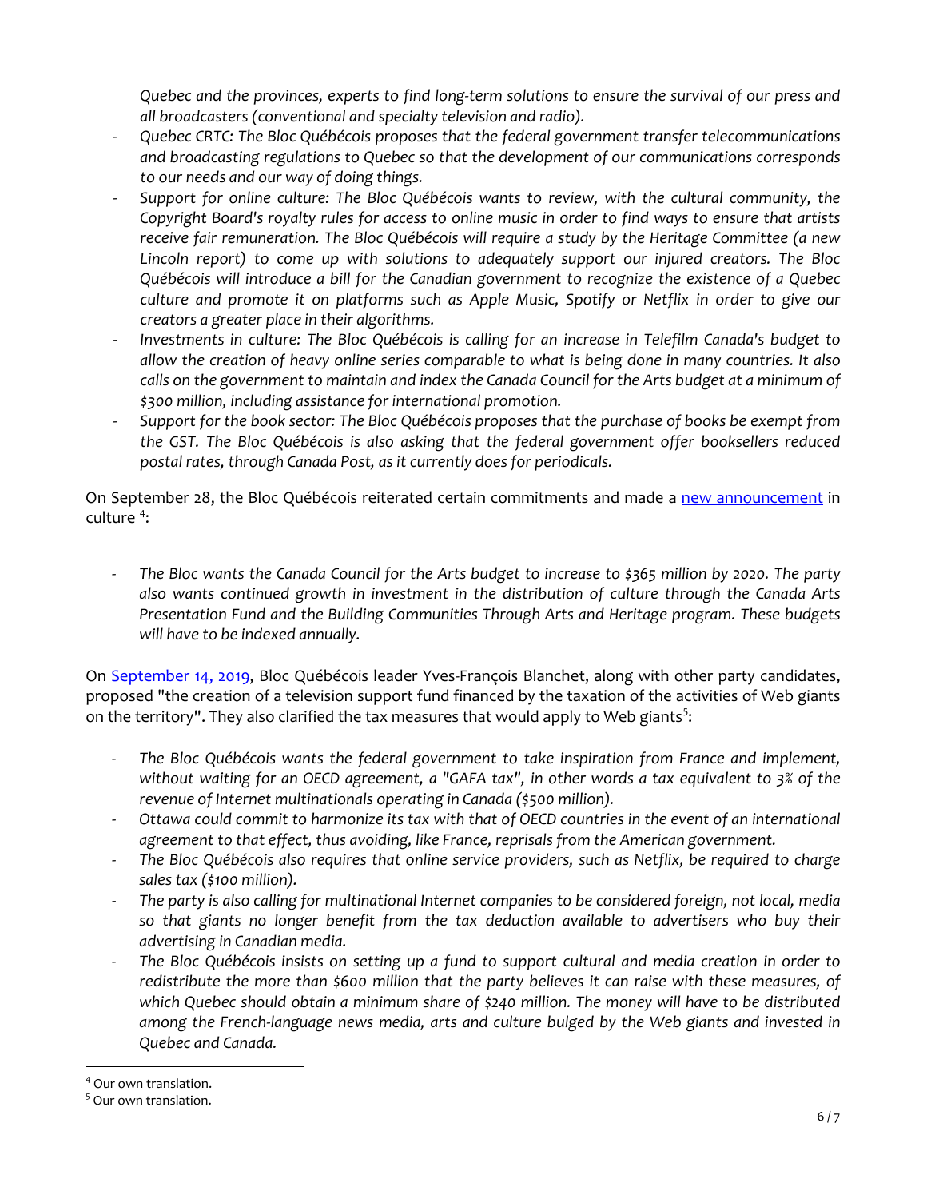*Quebec and the provinces, experts to find long-term solutions to ensure the survival of our press and all broadcasters (conventional and specialty television and radio).*

- *Quebec CRTC: The Bloc Québécois proposes that the federal government transfer telecommunications and broadcasting regulations to Quebec so that the development of our communications corresponds to our needs and our way of doing things.*
- *Support for online culture: The Bloc Québécois wants to review, with the cultural community, the Copyright Board's royalty rules for access to online music in order to find ways to ensure that artists receive fair remuneration. The Bloc Québécois will require a study by the Heritage Committee (a new Lincoln report) to come up with solutions to adequately support our injured creators. The Bloc Québécois will introduce a bill for the Canadian government to recognize the existence of a Quebec culture and promote it on platforms such as Apple Music, Spotify or Netflix in order to give our creators a greater place in their algorithms.*
- *Investments in culture: The Bloc Québécois is calling for an increase in Telefilm Canada's budget to allow the creation of heavy online series comparable to what is being done in many countries. It also calls on the government to maintain and index the Canada Council for the Arts budget at a minimum of $300 million, including assistance for international promotion.*
- *Support for the book sector: The Bloc Québécois proposes that the purchase of books be exempt from the GST. The Bloc Québécois is also asking that the federal government offer booksellers reduced postal rates, through Canada Post, as it currently does for periodicals.*

On September 28, the Bloc Québécois reiterated certain commitments and made a new announcement in culture [4]:

- *The Bloc wants the Canada Council for the Arts budget to increase to $365 million by 2020. The party also wants continued growth in investment in the distribution of culture through the Canada Arts Presentation Fund and the Building Communities Through Arts and Heritage program. These budgets will have to be indexed annually.*

On September 14, 2019, Bloc Québécois leader Yves-François Blanchet, along with other party candidates, proposed "the creation of a television support fund financed by the taxation of the activities of Web giants on the territory". They also clarified the tax measures that would apply to Web giants[5]:

- *The Bloc Québécois wants the federal government to take inspiration from France and implement, without waiting for an OECD agreement, a "GAFA tax", in other words a tax equivalent to 3% of the revenue of Internet multinationals operating in Canada ($500 million).*
- *Ottawa could commit to harmonize its tax with that of OECD countries in the event of an international agreement to that effect, thus avoiding, like France, reprisals from the American government.*
- *The Bloc Québécois also requires that online service providers, such as Netflix, be required to charge sales tax ($100 million).*
- *The party is also calling for multinational Internet companies to be considered foreign, not local, media so that giants no longer benefit from the tax deduction available to advertisers who buy their advertising in Canadian media.*
- *The Bloc Québécois insists on setting up a fund to support cultural and media creation in order to redistribute the more than $600 million that the party believes it can raise with these measures, of which Quebec should obtain a minimum share of $240 million. The money will have to be distributed among the French-language news media, arts and culture bulged by the Web giants and invested in Quebec and Canada.*

[4] Our own translation.

[5] Our own translation.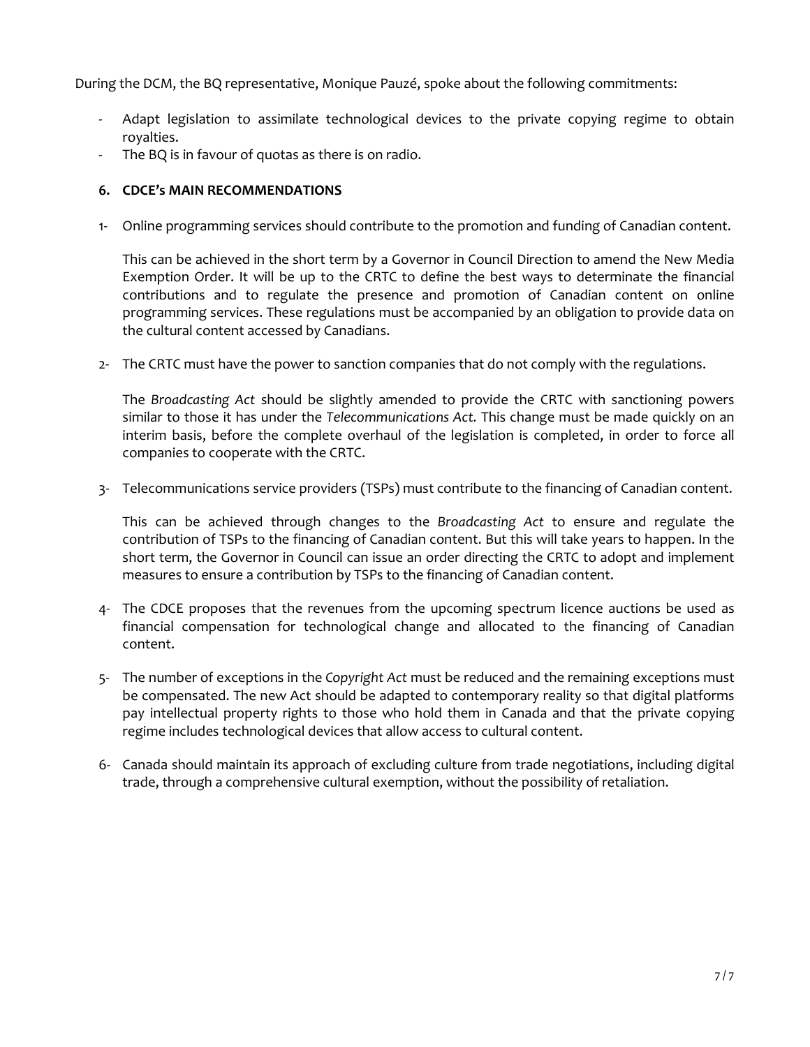During the DCM, the BQ representative, Monique Pauzé, spoke about the following commitments:

- Adapt legislation to assimilate technological devices to the private copying regime to obtain royalties.
- The BQ is in favour of quotas as there is on radio.

### 6. CDCE's MAIN RECOMMENDATIONS

1- Online programming services should contribute to the promotion and funding of Canadian content.

   This can be achieved in the short term by a Governor in Council Direction to amend the New Media Exemption Order. It will be up to the CRTC to define the best ways to determinate the financial contributions and to regulate the presence and promotion of Canadian content on online programming services. These regulations must be accompanied by an obligation to provide data on the cultural content accessed by Canadians.

2- The CRTC must have the power to sanction companies that do not comply with the regulations.

   The *Broadcasting Act* should be slightly amended to provide the CRTC with sanctioning powers similar to those it has under the *Telecommunications Act.* This change must be made quickly on an interim basis, before the complete overhaul of the legislation is completed, in order to force all companies to cooperate with the CRTC.

3- Telecommunications service providers (TSPs) must contribute to the financing of Canadian content.

   This can be achieved through changes to the *Broadcasting Act* to ensure and regulate the contribution of TSPs to the financing of Canadian content. But this will take years to happen. In the short term, the Governor in Council can issue an order directing the CRTC to adopt and implement measures to ensure a contribution by TSPs to the financing of Canadian content.

4- The CDCE proposes that the revenues from the upcoming spectrum licence auctions be used as financial compensation for technological change and allocated to the financing of Canadian content.

5- The number of exceptions in the *Copyright Act* must be reduced and the remaining exceptions must be compensated. The new Act should be adapted to contemporary reality so that digital platforms pay intellectual property rights to those who hold them in Canada and that the private copying regime includes technological devices that allow access to cultural content.

6- Canada should maintain its approach of excluding culture from trade negotiations, including digital trade, through a comprehensive cultural exemption, without the possibility of retaliation.